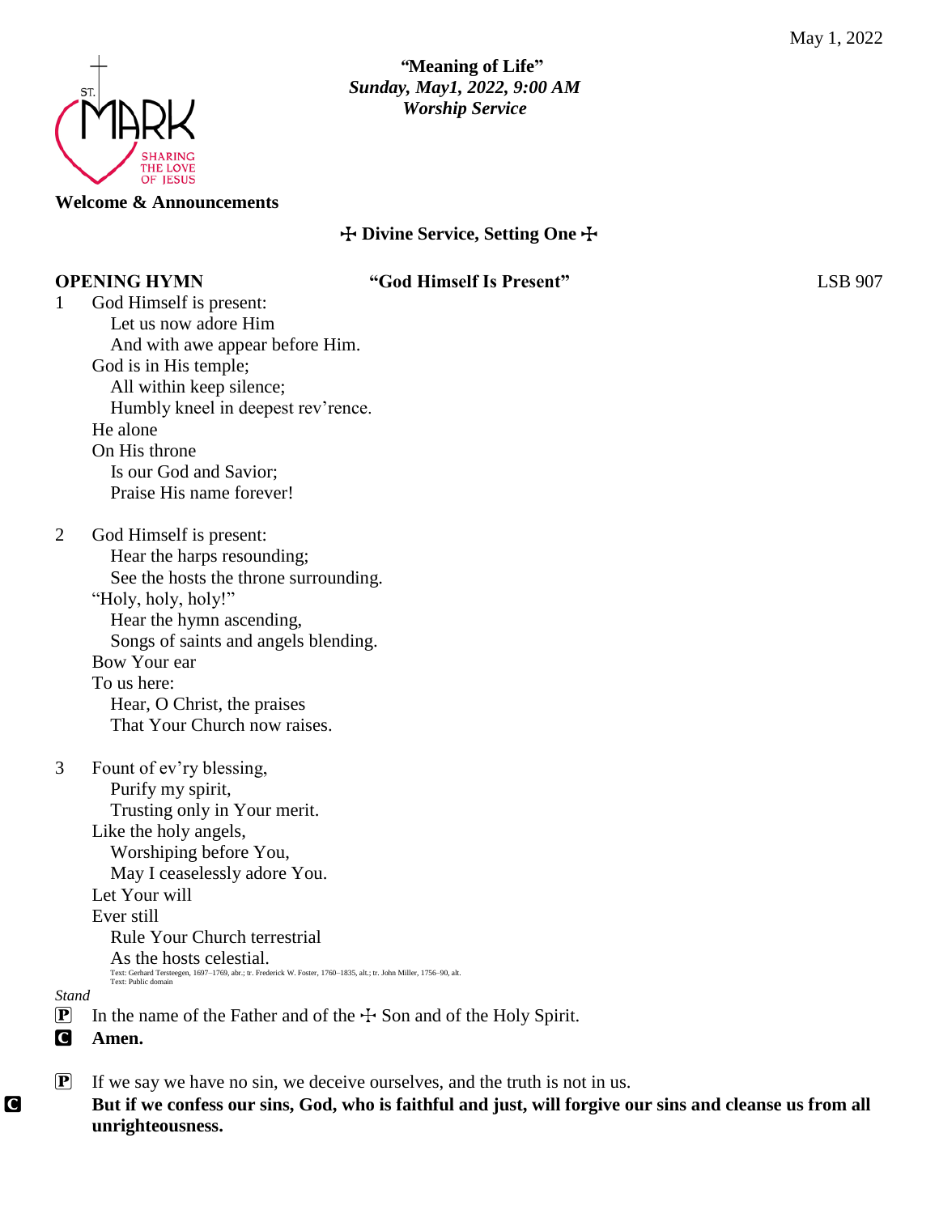May 1, 2022

**"Meaning of Life"**
***Sunday, May1, 2022, 9:00 AM***
***Worship Service***

ST. MARK
SHARING THE LOVE OF JESUS

**Welcome & Announcements**

**☩ Divine Service, Setting One ☩**

**OPENING HYMN** **"God Himself Is Present"** LSB 907

1 God Himself is present:
  Let us now adore Him
  And with awe appear before Him.
God is in His temple;
  All within keep silence;
  Humbly kneel in deepest rev'rence.
He alone
On His throne
  Is our God and Savior;
  Praise His name forever!

2 God Himself is present:
  Hear the harps resounding;
  See the hosts the throne surrounding.
"Holy, holy, holy!"
  Hear the hymn ascending,
  Songs of saints and angels blending.
Bow Your ear
To us here:
  Hear, O Christ, the praises
  That Your Church now raises.

3 Fount of ev'ry blessing,
  Purify my spirit,
  Trusting only in Your merit.
Like the holy angels,
  Worshiping before You,
  May I ceaselessly adore You.
Let Your will
Ever still
  Rule Your Church terrestrial
  As the hosts celestial.

Text: Gerhard Tersteegen, 1697–1769, abr.; tr. Frederick W. Foster, 1760–1835, alt.; tr. John Miller, 1756–90, alt.
Text: Public domain

*Stand*

P In the name of the Father and of the ☩ Son and of the Holy Spirit.

C **Amen.**

P If we say we have no sin, we deceive ourselves, and the truth is not in us.

C **But if we confess our sins, God, who is faithful and just, will forgive our sins and cleanse us from all unrighteousness.**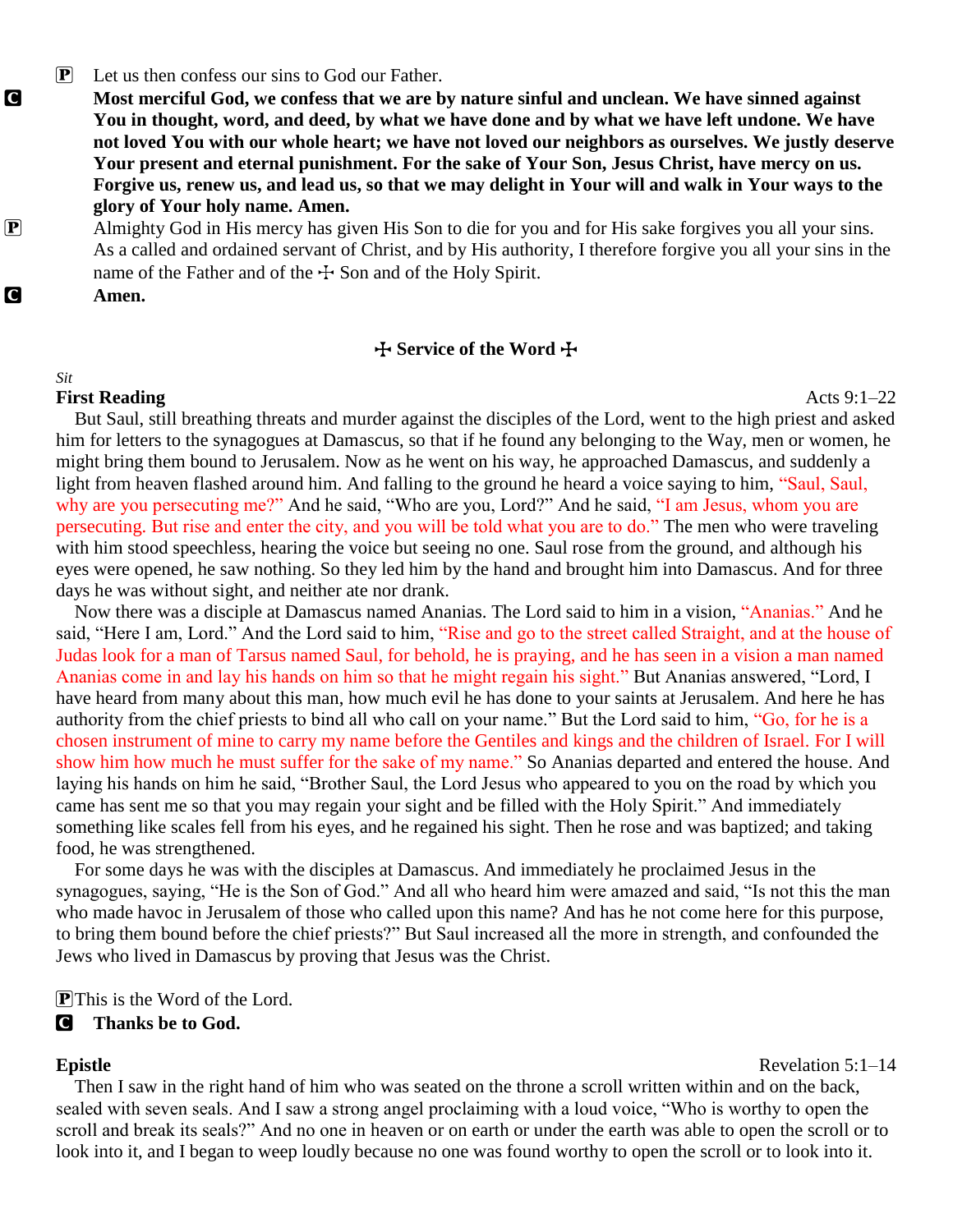P Let us then confess our sins to God our Father.

C **Most merciful God, we confess that we are by nature sinful and unclean. We have sinned against You in thought, word, and deed, by what we have done and by what we have left undone. We have not loved You with our whole heart; we have not loved our neighbors as ourselves. We justly deserve Your present and eternal punishment. For the sake of Your Son, Jesus Christ, have mercy on us. Forgive us, renew us, and lead us, so that we may delight in Your will and walk in Your ways to the glory of Your holy name. Amen.**

P Almighty God in His mercy has given His Son to die for you and for His sake forgives you all your sins. As a called and ordained servant of Christ, and by His authority, I therefore forgive you all your sins in the name of the Father and of the ☩ Son and of the Holy Spirit.

C **Amen.**

## ☩ Service of the Word ☩

*Sit*

**First Reading** Acts 9:1–22

But Saul, still breathing threats and murder against the disciples of the Lord, went to the high priest and asked him for letters to the synagogues at Damascus, so that if he found any belonging to the Way, men or women, he might bring them bound to Jerusalem. Now as he went on his way, he approached Damascus, and suddenly a light from heaven flashed around him. And falling to the ground he heard a voice saying to him, "Saul, Saul, why are you persecuting me?" And he said, "Who are you, Lord?" And he said, "I am Jesus, whom you are persecuting. But rise and enter the city, and you will be told what you are to do." The men who were traveling with him stood speechless, hearing the voice but seeing no one. Saul rose from the ground, and although his eyes were opened, he saw nothing. So they led him by the hand and brought him into Damascus. And for three days he was without sight, and neither ate nor drank.

Now there was a disciple at Damascus named Ananias. The Lord said to him in a vision, "Ananias." And he said, "Here I am, Lord." And the Lord said to him, "Rise and go to the street called Straight, and at the house of Judas look for a man of Tarsus named Saul, for behold, he is praying, and he has seen in a vision a man named Ananias come in and lay his hands on him so that he might regain his sight." But Ananias answered, "Lord, I have heard from many about this man, how much evil he has done to your saints at Jerusalem. And here he has authority from the chief priests to bind all who call on your name." But the Lord said to him, "Go, for he is a chosen instrument of mine to carry my name before the Gentiles and kings and the children of Israel. For I will show him how much he must suffer for the sake of my name." So Ananias departed and entered the house. And laying his hands on him he said, "Brother Saul, the Lord Jesus who appeared to you on the road by which you came has sent me so that you may regain your sight and be filled with the Holy Spirit." And immediately something like scales fell from his eyes, and he regained his sight. Then he rose and was baptized; and taking food, he was strengthened.

For some days he was with the disciples at Damascus. And immediately he proclaimed Jesus in the synagogues, saying, "He is the Son of God." And all who heard him were amazed and said, "Is not this the man who made havoc in Jerusalem of those who called upon this name? And has he not come here for this purpose, to bring them bound before the chief priests?" But Saul increased all the more in strength, and confounded the Jews who lived in Damascus by proving that Jesus was the Christ.

P This is the Word of the Lord.

C **Thanks be to God.**

**Epistle** Revelation 5:1–14

Then I saw in the right hand of him who was seated on the throne a scroll written within and on the back, sealed with seven seals. And I saw a strong angel proclaiming with a loud voice, "Who is worthy to open the scroll and break its seals?" And no one in heaven or on earth or under the earth was able to open the scroll or to look into it, and I began to weep loudly because no one was found worthy to open the scroll or to look into it.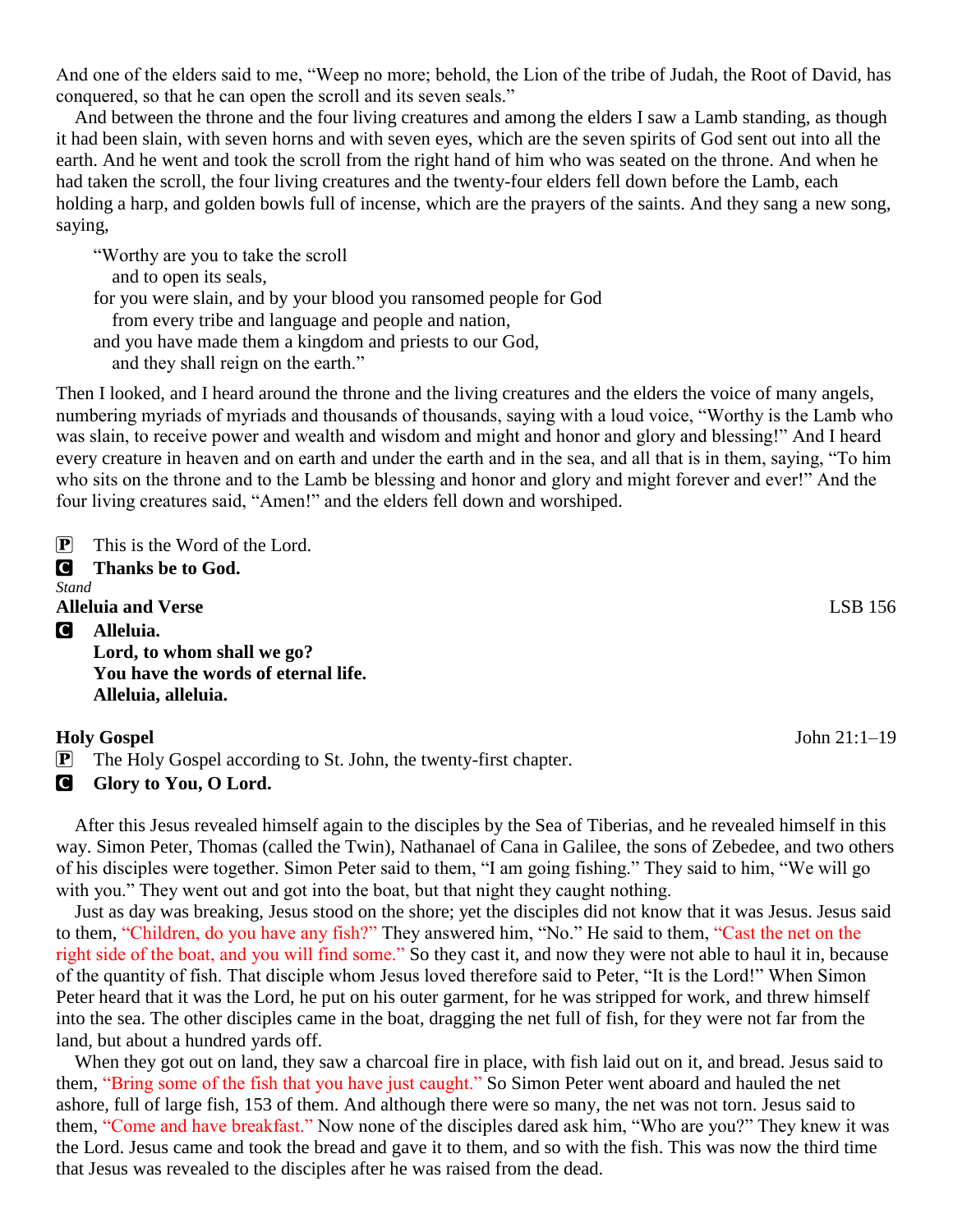And one of the elders said to me, "Weep no more; behold, the Lion of the tribe of Judah, the Root of David, has conquered, so that he can open the scroll and its seven seals."

And between the throne and the four living creatures and among the elders I saw a Lamb standing, as though it had been slain, with seven horns and with seven eyes, which are the seven spirits of God sent out into all the earth. And he went and took the scroll from the right hand of him who was seated on the throne. And when he had taken the scroll, the four living creatures and the twenty-four elders fell down before the Lamb, each holding a harp, and golden bowls full of incense, which are the prayers of the saints. And they sang a new song, saying,

"Worthy are you to take the scroll
and to open its seals,
for you were slain, and by your blood you ransomed people for God
from every tribe and language and people and nation,
and you have made them a kingdom and priests to our God,
and they shall reign on the earth."

Then I looked, and I heard around the throne and the living creatures and the elders the voice of many angels, numbering myriads of myriads and thousands of thousands, saying with a loud voice, "Worthy is the Lamb who was slain, to receive power and wealth and wisdom and might and honor and glory and blessing!" And I heard every creature in heaven and on earth and under the earth and in the sea, and all that is in them, saying, "To him who sits on the throne and to the Lamb be blessing and honor and glory and might forever and ever!" And the four living creatures said, "Amen!" and the elders fell down and worshiped.

P This is the Word of the Lord.
C **Thanks be to God.**

*Stand*

**Alleluia and Verse** LSB 156

C **Alleluia.**
**Lord, to whom shall we go?**
**You have the words of eternal life.**
**Alleluia, alleluia.**

**Holy Gospel** John 21:1–19

P The Holy Gospel according to St. John, the twenty-first chapter.
C **Glory to You, O Lord.**

After this Jesus revealed himself again to the disciples by the Sea of Tiberias, and he revealed himself in this way. Simon Peter, Thomas (called the Twin), Nathanael of Cana in Galilee, the sons of Zebedee, and two others of his disciples were together. Simon Peter said to them, "I am going fishing." They said to him, "We will go with you." They went out and got into the boat, but that night they caught nothing.

Just as day was breaking, Jesus stood on the shore; yet the disciples did not know that it was Jesus. Jesus said to them, "Children, do you have any fish?" They answered him, "No." He said to them, "Cast the net on the right side of the boat, and you will find some." So they cast it, and now they were not able to haul it in, because of the quantity of fish. That disciple whom Jesus loved therefore said to Peter, "It is the Lord!" When Simon Peter heard that it was the Lord, he put on his outer garment, for he was stripped for work, and threw himself into the sea. The other disciples came in the boat, dragging the net full of fish, for they were not far from the land, but about a hundred yards off.

When they got out on land, they saw a charcoal fire in place, with fish laid out on it, and bread. Jesus said to them, "Bring some of the fish that you have just caught." So Simon Peter went aboard and hauled the net ashore, full of large fish, 153 of them. And although there were so many, the net was not torn. Jesus said to them, "Come and have breakfast." Now none of the disciples dared ask him, "Who are you?" They knew it was the Lord. Jesus came and took the bread and gave it to them, and so with the fish. This was now the third time that Jesus was revealed to the disciples after he was raised from the dead.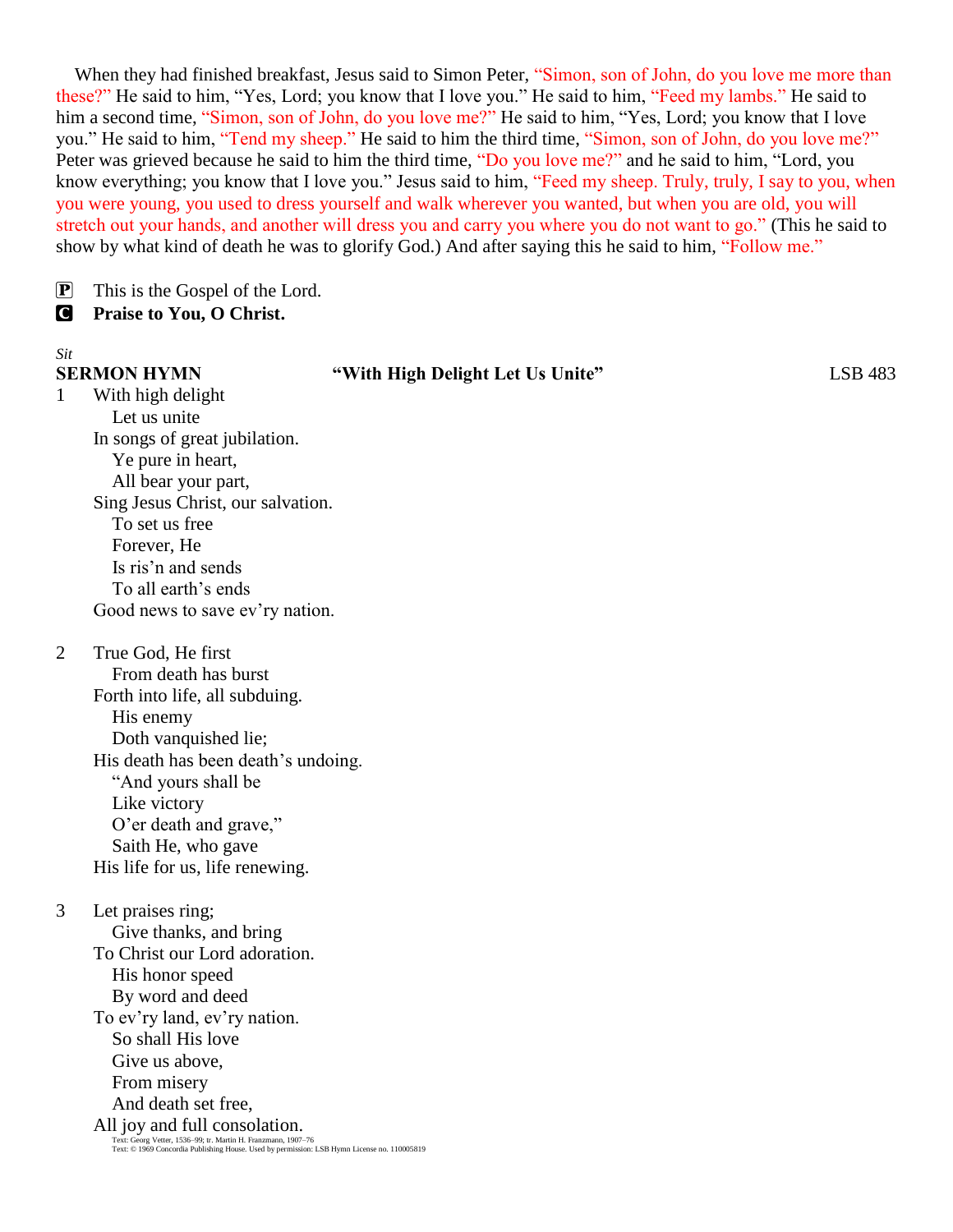When they had finished breakfast, Jesus said to Simon Peter, "Simon, son of John, do you love me more than these?" He said to him, "Yes, Lord; you know that I love you." He said to him, "Feed my lambs." He said to him a second time, "Simon, son of John, do you love me?" He said to him, "Yes, Lord; you know that I love you." He said to him, "Tend my sheep." He said to him the third time, "Simon, son of John, do you love me?" Peter was grieved because he said to him the third time, "Do you love me?" and he said to him, "Lord, you know everything; you know that I love you." Jesus said to him, "Feed my sheep. Truly, truly, I say to you, when you were young, you used to dress yourself and walk wherever you wanted, but when you are old, you will stretch out your hands, and another will dress you and carry you where you do not want to go." (This he said to show by what kind of death he was to glorify God.) And after saying this he said to him, "Follow me."

P This is the Gospel of the Lord.
C **Praise to You, O Christ.**

*Sit*

**SERMON HYMN** **"With High Delight Let Us Unite"** LSB 483

1 With high delight
Let us unite
In songs of great jubilation.
Ye pure in heart,
All bear your part,
Sing Jesus Christ, our salvation.
To set us free
Forever, He
Is ris'n and sends
To all earth's ends
Good news to save ev'ry nation.

2 True God, He first
From death has burst
Forth into life, all subduing.
His enemy
Doth vanquished lie;
His death has been death's undoing.
"And yours shall be
Like victory
O'er death and grave,"
Saith He, who gave
His life for us, life renewing.

3 Let praises ring;
Give thanks, and bring
To Christ our Lord adoration.
His honor speed
By word and deed
To ev'ry land, ev'ry nation.
So shall His love
Give us above,
From misery
And death set free,
All joy and full consolation.

Text: Georg Vetter, 1536–99; tr. Martin H. Franzmann, 1907–76
Text: © 1969 Concordia Publishing House. Used by permission: LSB Hymn License no. 110005819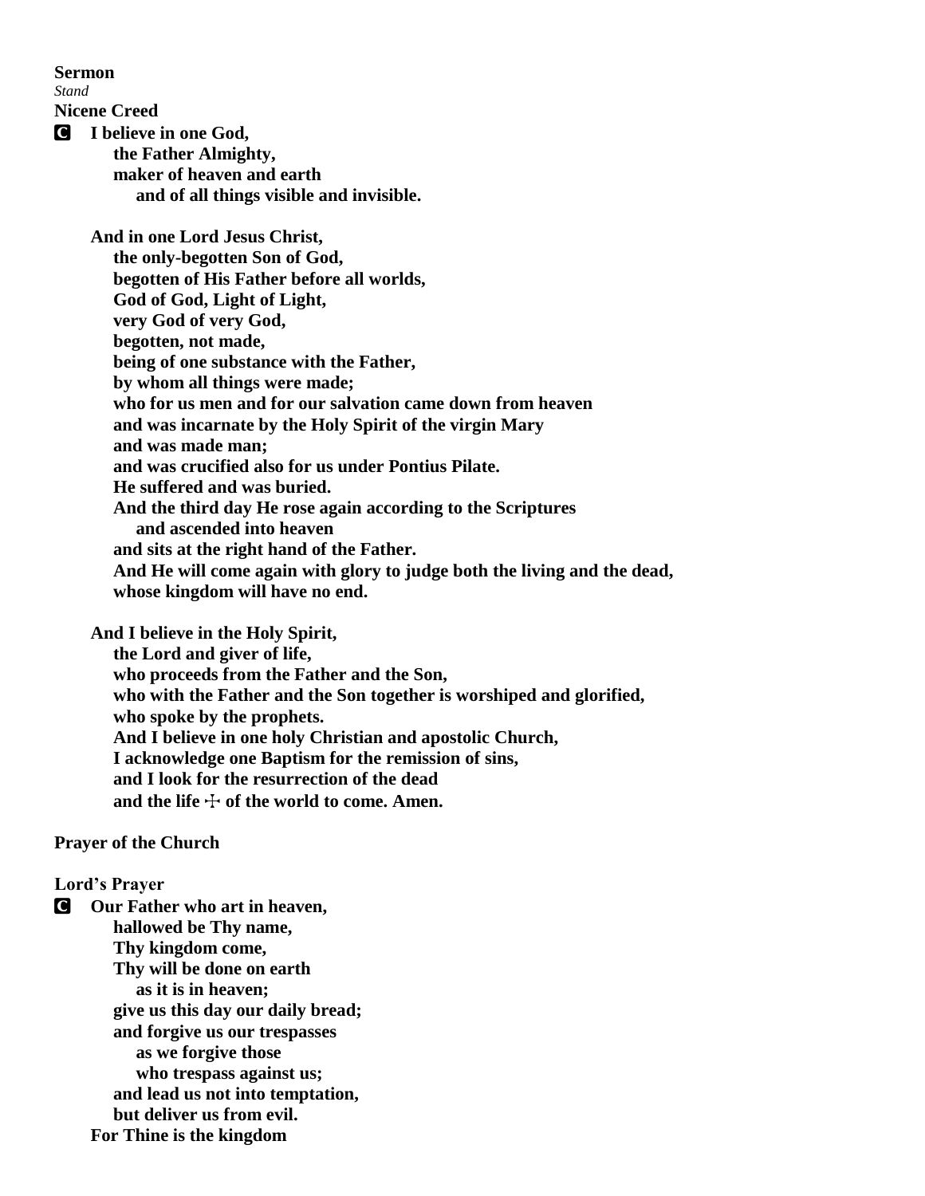**Sermon**

*Stand*

**Nicene Creed**

**C I believe in one God,**
**the Father Almighty,**
**maker of heaven and earth**
**and of all things visible and invisible.**

**And in one Lord Jesus Christ,**
**the only-begotten Son of God,**
**begotten of His Father before all worlds,**
**God of God, Light of Light,**
**very God of very God,**
**begotten, not made,**
**being of one substance with the Father,**
**by whom all things were made;**
**who for us men and for our salvation came down from heaven**
**and was incarnate by the Holy Spirit of the virgin Mary**
**and was made man;**
**and was crucified also for us under Pontius Pilate.**
**He suffered and was buried.**
**And the third day He rose again according to the Scriptures**
**and ascended into heaven**
**and sits at the right hand of the Father.**
**And He will come again with glory to judge both the living and the dead,**
**whose kingdom will have no end.**

**And I believe in the Holy Spirit,**
**the Lord and giver of life,**
**who proceeds from the Father and the Son,**
**who with the Father and the Son together is worshiped and glorified,**
**who spoke by the prophets.**
**And I believe in one holy Christian and apostolic Church,**
**I acknowledge one Baptism for the remission of sins,**
**and I look for the resurrection of the dead**
**and the life ☩ of the world to come. Amen.**

**Prayer of the Church**

**Lord's Prayer**

**C Our Father who art in heaven,**
**hallowed be Thy name,**
**Thy kingdom come,**
**Thy will be done on earth**
**as it is in heaven;**
**give us this day our daily bread;**
**and forgive us our trespasses**
**as we forgive those**
**who trespass against us;**
**and lead us not into temptation,**
**but deliver us from evil.**
**For Thine is the kingdom**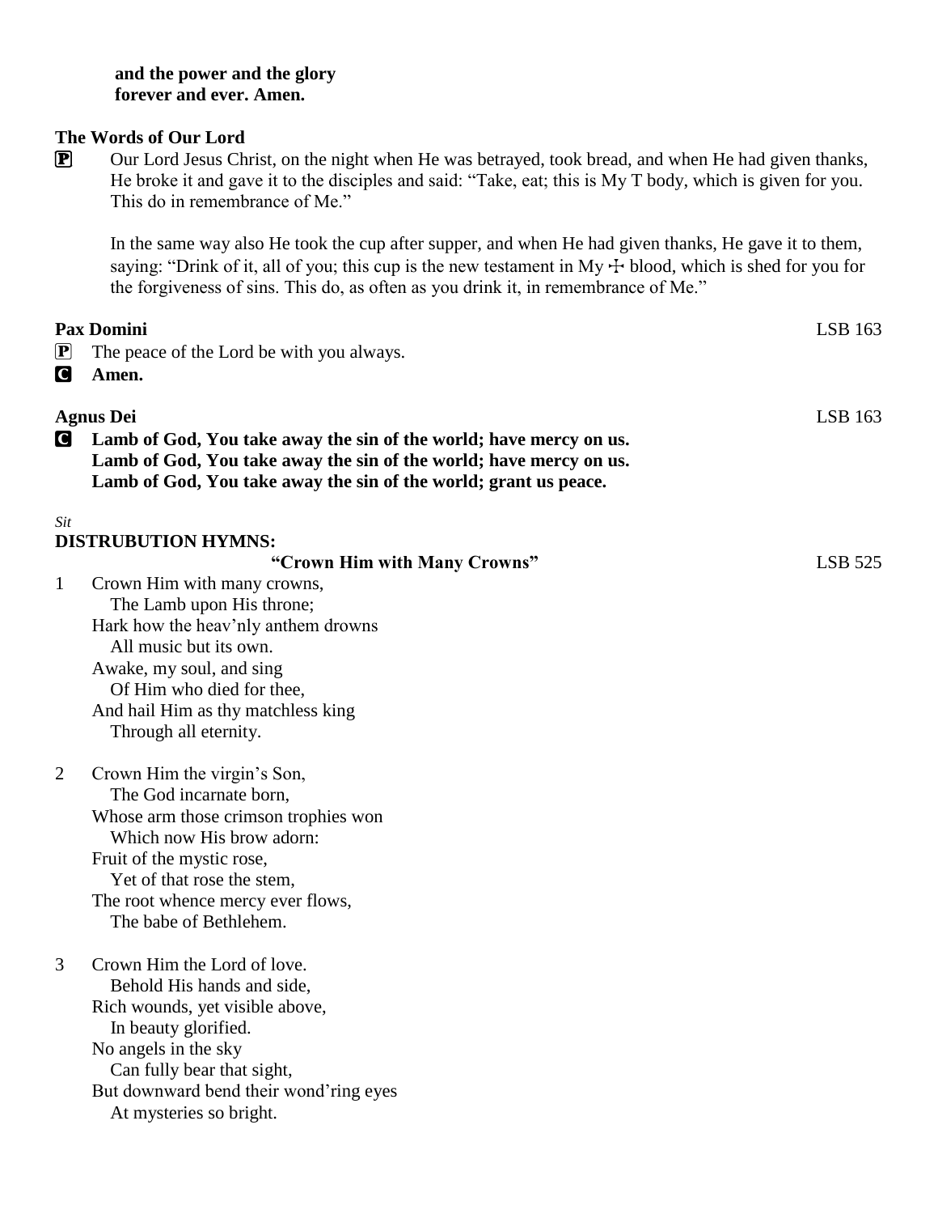**and the power and the glory**
**forever and ever. Amen.**

**The Words of Our Lord**

P Our Lord Jesus Christ, on the night when He was betrayed, took bread, and when He had given thanks, He broke it and gave it to the disciples and said: "Take, eat; this is My T body, which is given for you. This do in remembrance of Me."

In the same way also He took the cup after supper, and when He had given thanks, He gave it to them, saying: "Drink of it, all of you; this cup is the new testament in My ☩ blood, which is shed for you for the forgiveness of sins. This do, as often as you drink it, in remembrance of Me."

**Pax Domini** LSB 163

P The peace of the Lord be with you always.

C **Amen.**

**Agnus Dei** LSB 163

C **Lamb of God, You take away the sin of the world; have mercy on us.**
**Lamb of God, You take away the sin of the world; have mercy on us.**
**Lamb of God, You take away the sin of the world; grant us peace.**

*Sit*

**DISTRUBUTION HYMNS:**

**"Crown Him with Many Crowns"** LSB 525

1 Crown Him with many crowns,
The Lamb upon His throne;
Hark how the heav'nly anthem drowns
All music but its own.
Awake, my soul, and sing
Of Him who died for thee,
And hail Him as thy matchless king
Through all eternity.

2 Crown Him the virgin's Son,
The God incarnate born,
Whose arm those crimson trophies won
Which now His brow adorn:
Fruit of the mystic rose,
Yet of that rose the stem,
The root whence mercy ever flows,
The babe of Bethlehem.

3 Crown Him the Lord of love.
Behold His hands and side,
Rich wounds, yet visible above,
In beauty glorified.
No angels in the sky
Can fully bear that sight,
But downward bend their wond'ring eyes
At mysteries so bright.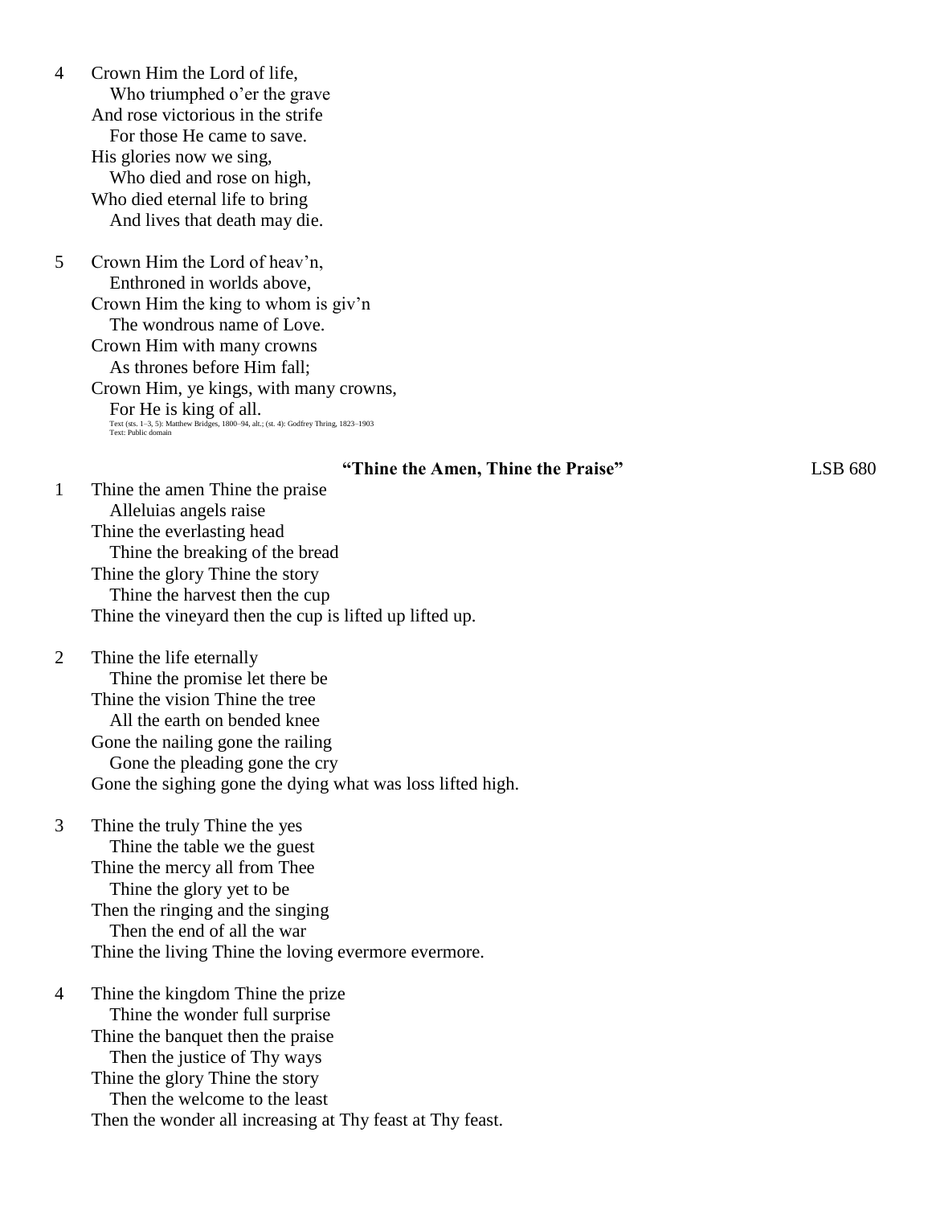4 Crown Him the Lord of life,
  Who triumphed o'er the grave
And rose victorious in the strife
  For those He came to save.
His glories now we sing,
  Who died and rose on high,
Who died eternal life to bring
  And lives that death may die.

5 Crown Him the Lord of heav'n,
  Enthroned in worlds above,
Crown Him the king to whom is giv'n
  The wondrous name of Love.
Crown Him with many crowns
  As thrones before Him fall;
Crown Him, ye kings, with many crowns,
  For He is king of all.

Text (sts. 1–3, 5): Matthew Bridges, 1800–94, alt.; (st. 4): Godfrey Thring, 1823–1903
Text: Public domain

**"Thine the Amen, Thine the Praise"** LSB 680

1 Thine the amen Thine the praise
  Alleluias angels raise
Thine the everlasting head
  Thine the breaking of the bread
Thine the glory Thine the story
  Thine the harvest then the cup
Thine the vineyard then the cup is lifted up lifted up.

2 Thine the life eternally
  Thine the promise let there be
Thine the vision Thine the tree
  All the earth on bended knee
Gone the nailing gone the railing
  Gone the pleading gone the cry
Gone the sighing gone the dying what was loss lifted high.

3 Thine the truly Thine the yes
  Thine the table we the guest
Thine the mercy all from Thee
  Thine the glory yet to be
Then the ringing and the singing
  Then the end of all the war
Thine the living Thine the loving evermore evermore.

4 Thine the kingdom Thine the prize
  Thine the wonder full surprise
Thine the banquet then the praise
  Then the justice of Thy ways
Thine the glory Thine the story
  Then the welcome to the least
Then the wonder all increasing at Thy feast at Thy feast.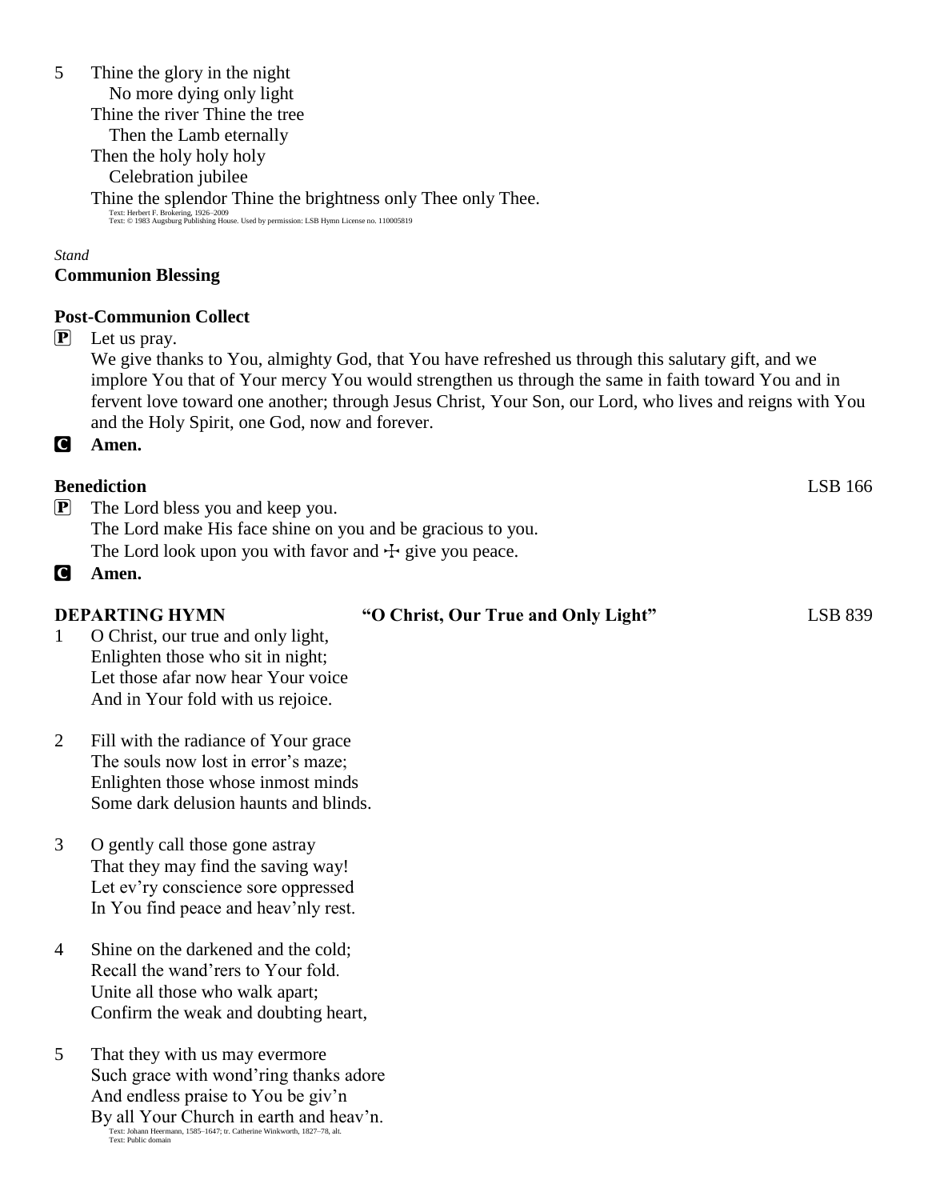5 Thine the glory in the night
  No more dying only light
 Thine the river Thine the tree
  Then the Lamb eternally
 Then the holy holy holy
  Celebration jubilee
 Thine the splendor Thine the brightness only Thee only Thee.

Text: Herbert F. Brokering, 1926–2009
Text: © 1983 Augsburg Publishing House. Used by permission: LSB Hymn License no. 110005819

*Stand*

**Communion Blessing**

**Post-Communion Collect**

P Let us pray.
 We give thanks to You, almighty God, that You have refreshed us through this salutary gift, and we implore You that of Your mercy You would strengthen us through the same in faith toward You and in fervent love toward one another; through Jesus Christ, Your Son, our Lord, who lives and reigns with You and the Holy Spirit, one God, now and forever.

C **Amen.**

**Benediction** LSB 166

P The Lord bless you and keep you.
 The Lord make His face shine on you and be gracious to you.
 The Lord look upon you with favor and ☩ give you peace.

C **Amen.**

**DEPARTING HYMN** **"O Christ, Our True and Only Light"** LSB 839

1 O Christ, our true and only light,
 Enlighten those who sit in night;
 Let those afar now hear Your voice
 And in Your fold with us rejoice.

2 Fill with the radiance of Your grace
 The souls now lost in error's maze;
 Enlighten those whose inmost minds
 Some dark delusion haunts and blinds.

3 O gently call those gone astray
 That they may find the saving way!
 Let ev'ry conscience sore oppressed
 In You find peace and heav'nly rest.

4 Shine on the darkened and the cold;
 Recall the wand'rers to Your fold.
 Unite all those who walk apart;
 Confirm the weak and doubting heart,

5 That they with us may evermore
 Such grace with wond'ring thanks adore
 And endless praise to You be giv'n
 By all Your Church in earth and heav'n.

Text: Johann Heermann, 1585–1647; tr. Catherine Winkworth, 1827–78, alt.
Text: Public domain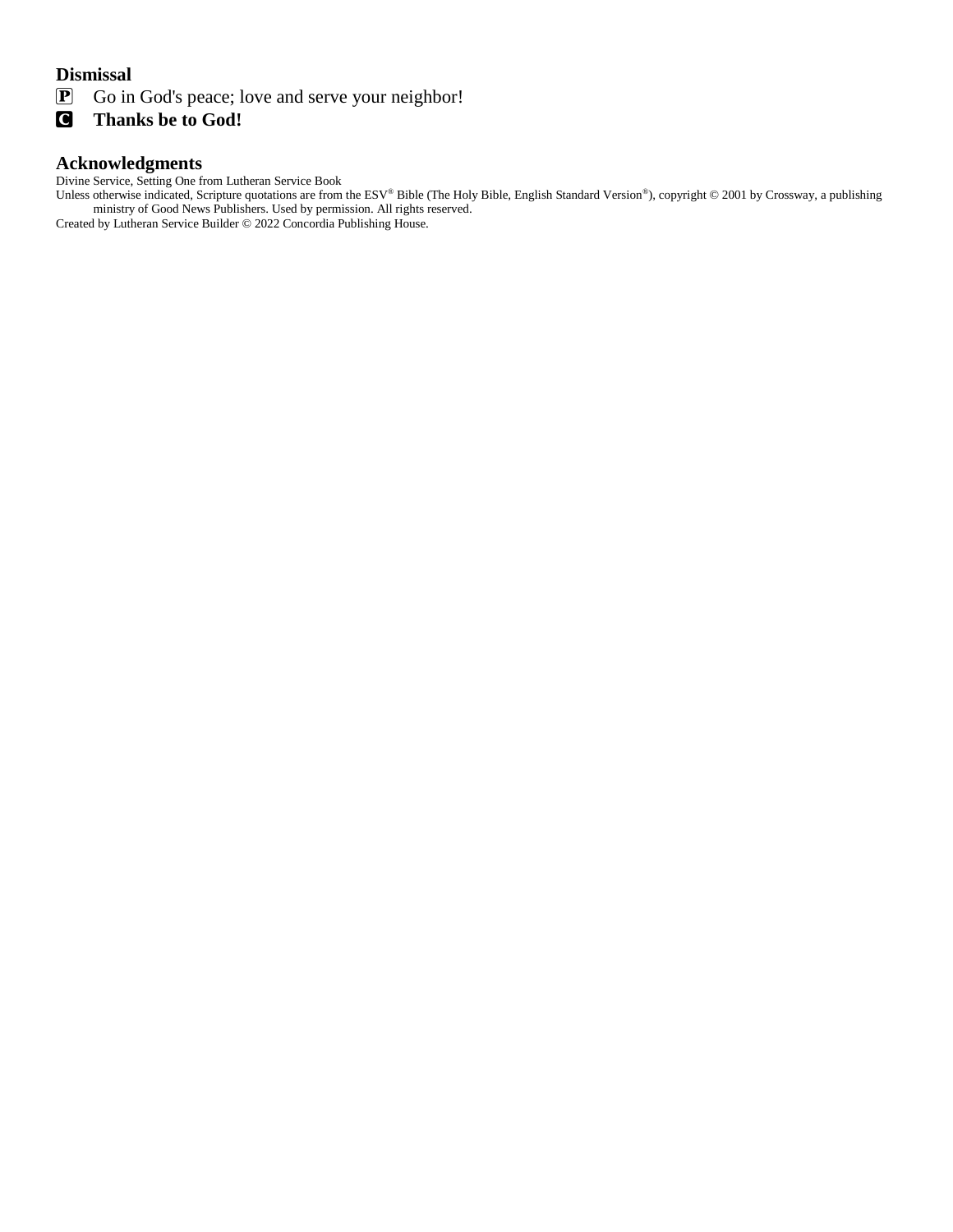## Dismissal

P  Go in God's peace; love and serve your neighbor!

C  **Thanks be to God!**

## Acknowledgments

Divine Service, Setting One from Lutheran Service Book

Unless otherwise indicated, Scripture quotations are from the ESV® Bible (The Holy Bible, English Standard Version®), copyright © 2001 by Crossway, a publishing ministry of Good News Publishers. Used by permission. All rights reserved.

Created by Lutheran Service Builder © 2022 Concordia Publishing House.